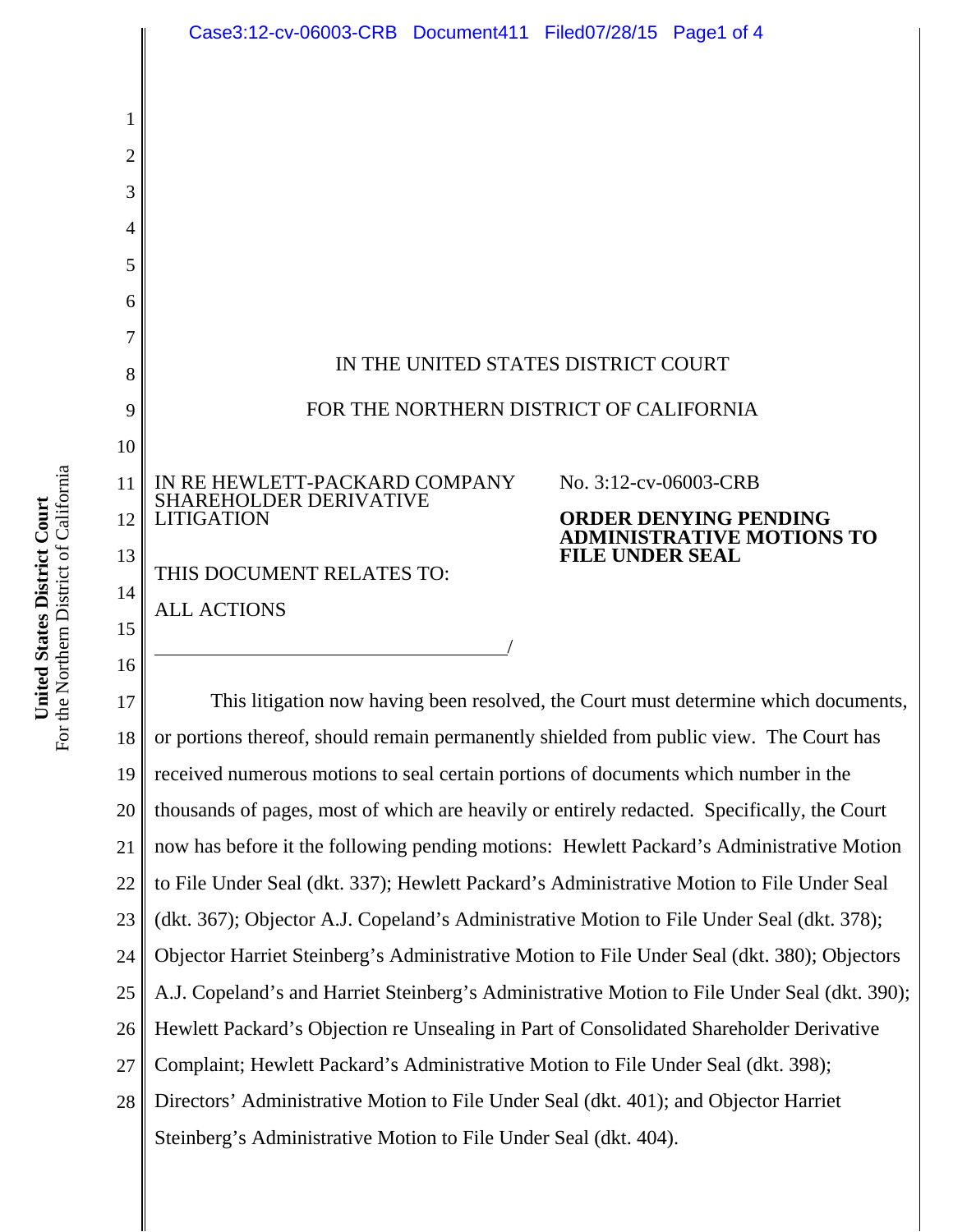IN THE UNITED STATES DISTRICT COURT

FOR THE NORTHERN DISTRICT OF CALIFORNIA

IN RE HEWLETT-PACKARD COMPANY SHAREHOLDER DERIVATIVE LITIGATION

THIS DOCUMENT RELATES TO:

ALL ACTIONS

No. 3:12-cv-06003-CRB

**ORDER DENYING PENDING ADMINISTRATIVE MOTIONS TO FILE UNDER SEAL**

This litigation now having been resolved, the Court must determine which documents, or portions thereof, should remain permanently shielded from public view. The Court has received numerous motions to seal certain portions of documents which number in the thousands of pages, most of which are heavily or entirely redacted. Specifically, the Court now has before it the following pending motions: Hewlett Packard's Administrative Motion to File Under Seal (dkt. 337); Hewlett Packard's Administrative Motion to File Under Seal (dkt. 367); Objector A.J. Copeland's Administrative Motion to File Under Seal (dkt. 378); Objector Harriet Steinberg's Administrative Motion to File Under Seal (dkt. 380); Objectors A.J. Copeland's and Harriet Steinberg's Administrative Motion to File Under Seal (dkt. 390); Hewlett Packard's Objection re Unsealing in Part of Consolidated Shareholder Derivative Complaint; Hewlett Packard's Administrative Motion to File Under Seal (dkt. 398); Directors' Administrative Motion to File Under Seal (dkt. 401); and Objector Harriet Steinberg's Administrative Motion to File Under Seal (dkt. 404).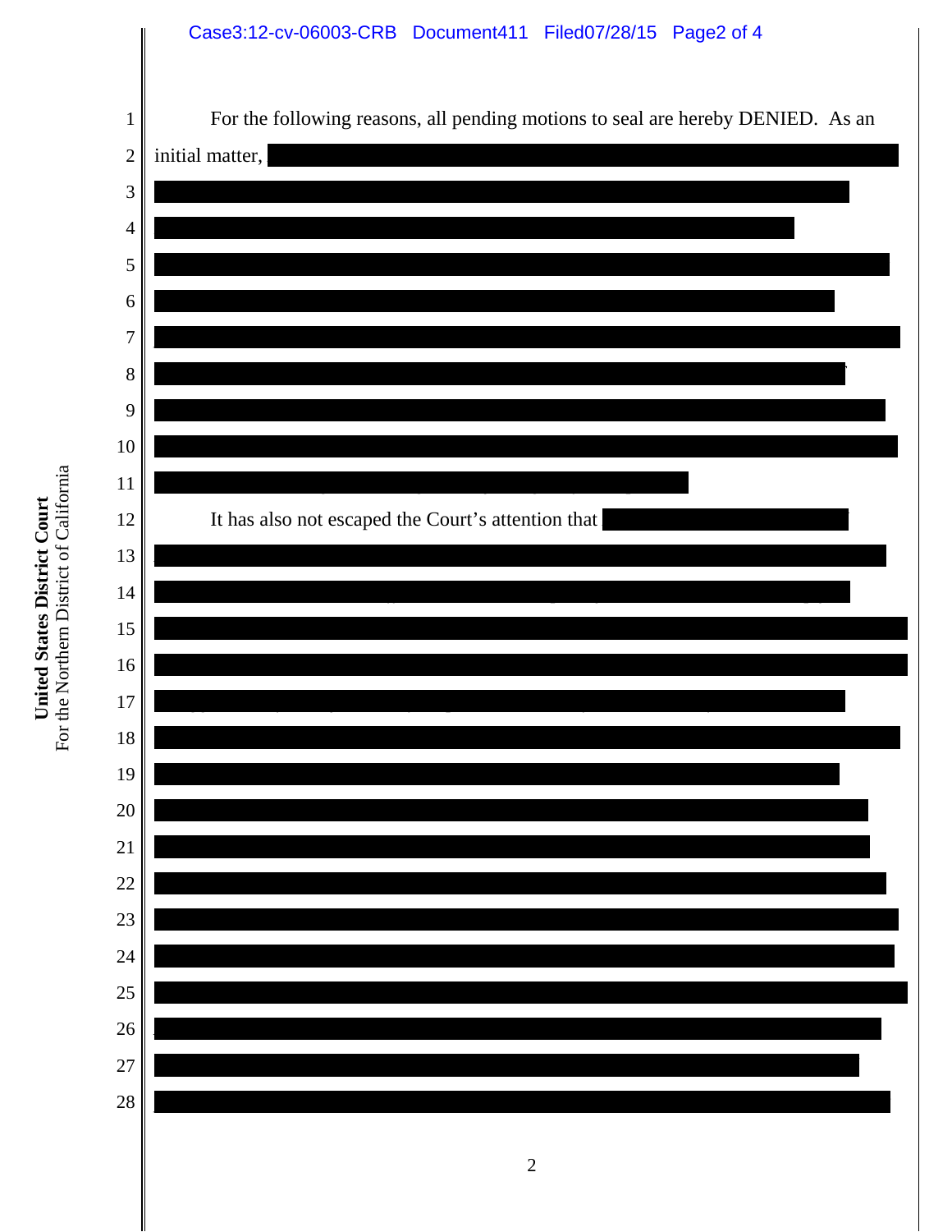For the following reasons, all pending motions to seal are hereby DENIED. As an initial matter,

It has also not escaped the Court's attention that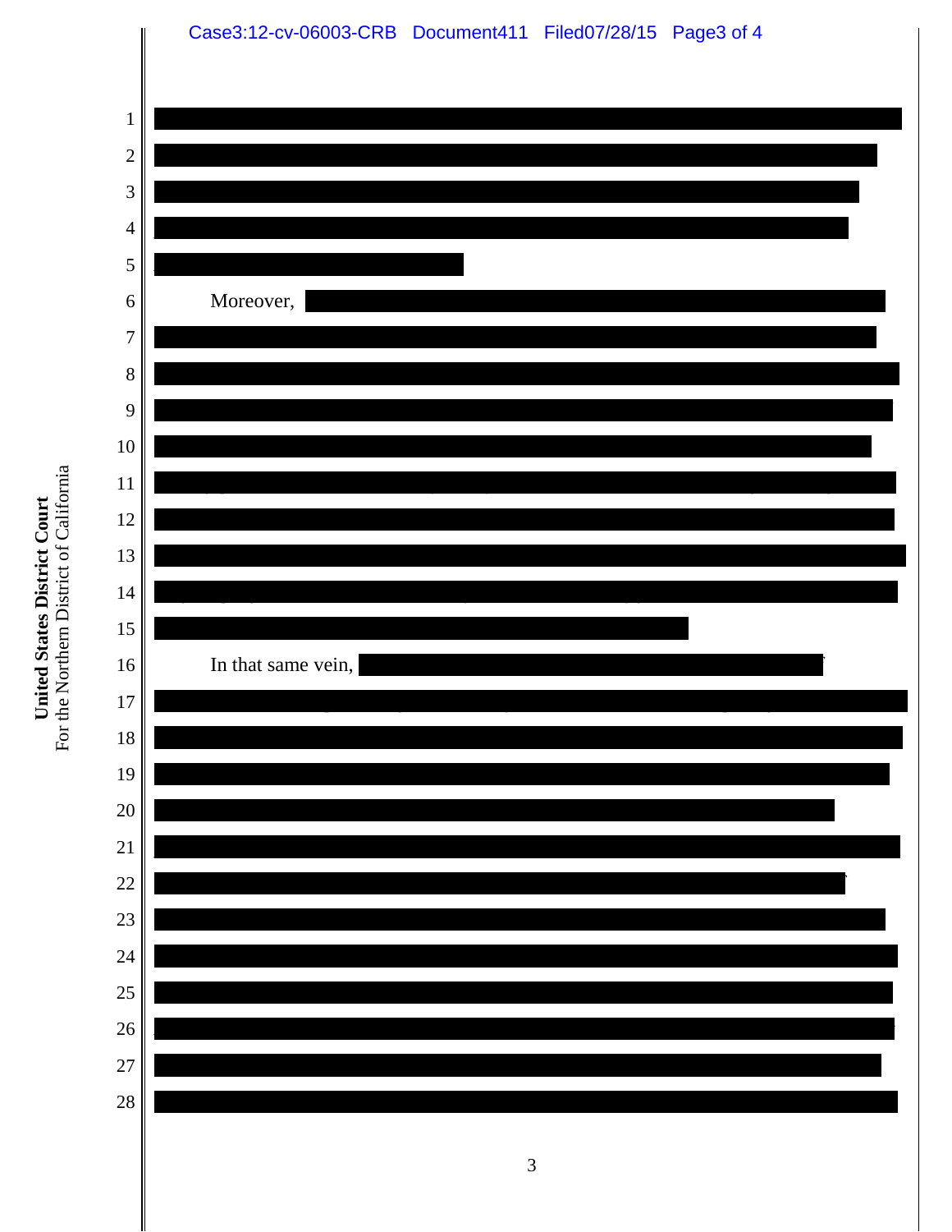Moreover,

In that same vein,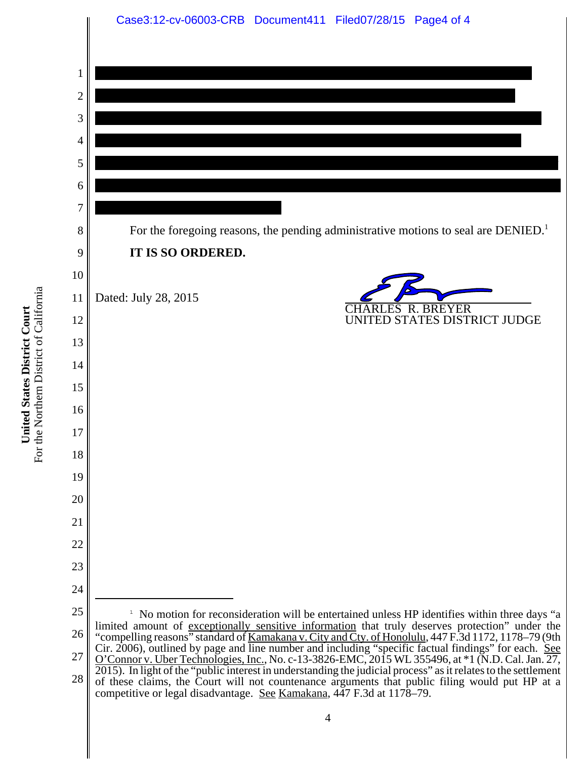For the foregoing reasons, the pending administrative motions to seal are DENIED.[1]

**IT IS SO ORDERED.**

Dated: July 28, 2015

CHARLES R. BREYER
UNITED STATES DISTRICT JUDGE

---

[1] No motion for reconsideration will be entertained unless HP identifies within three days "a limited amount of exceptionally sensitive information that truly deserves protection" under the "compelling reasons" standard of Kamakana v. City and Cty. of Honolulu, 447 F.3d 1172, 1178–79 (9th Cir. 2006), outlined by page and line number and including "specific factual findings" for each. See O'Connor v. Uber Technologies, Inc., No. c-13-3826-EMC, 2015 WL 355496, at *1 (N.D. Cal. Jan. 27, 2015). In light of the "public interest in understanding the judicial process" as it relates to the settlement of these claims, the Court will not countenance arguments that public filing would put HP at a competitive or legal disadvantage. See Kamakana, 447 F.3d at 1178–79.